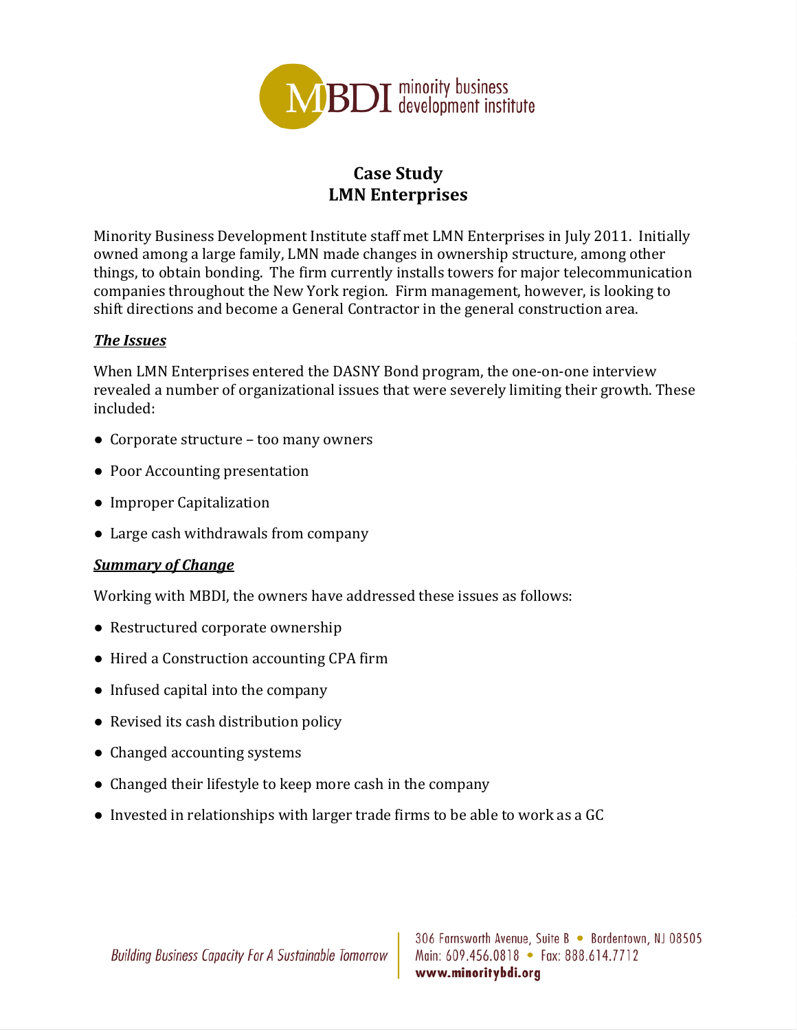# Case Study
# LMN Enterprises

Minority Business Development Institute staff met LMN Enterprises in July 2011. Initially owned among a large family, LMN made changes in ownership structure, among other things, to obtain bonding. The firm currently installs towers for major telecommunication companies throughout the New York region. Firm management, however, is looking to shift directions and become a General Contractor in the general construction area.

## ***The Issues***

When LMN Enterprises entered the DASNY Bond program, the one-on-one interview revealed a number of organizational issues that were severely limiting their growth. These included:

- Corporate structure – too many owners
- Poor Accounting presentation
- Improper Capitalization
- Large cash withdrawals from company

## ***Summary of Change***

Working with MBDI, the owners have addressed these issues as follows:

- Restructured corporate ownership
- Hired a Construction accounting CPA firm
- Infused capital into the company
- Revised its cash distribution policy
- Changed accounting systems
- Changed their lifestyle to keep more cash in the company
- Invested in relationships with larger trade firms to be able to work as a GC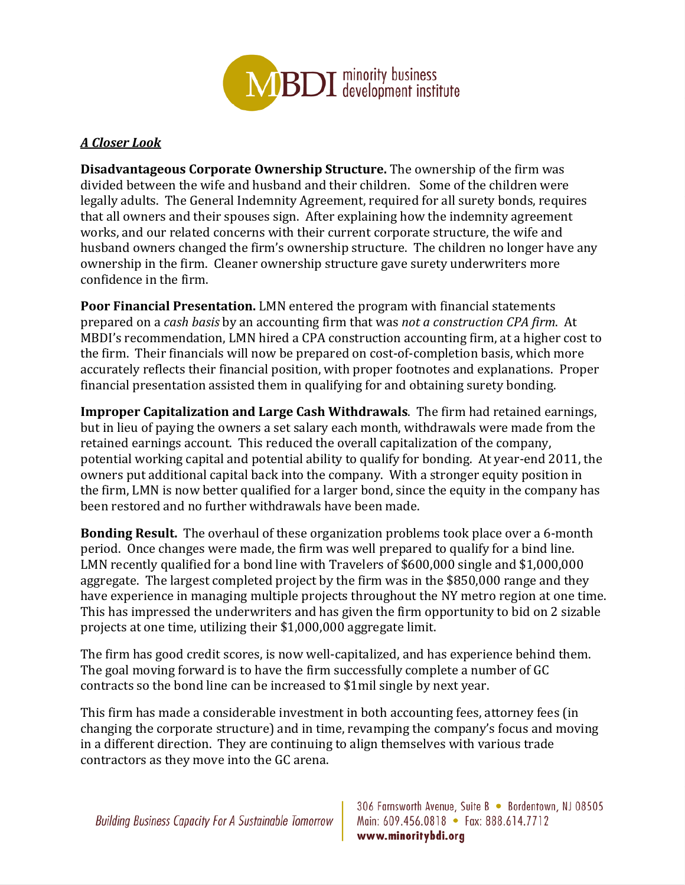***A Closer Look***

**Disadvantageous Corporate Ownership Structure.** The ownership of the firm was divided between the wife and husband and their children. Some of the children were legally adults. The General Indemnity Agreement, required for all surety bonds, requires that all owners and their spouses sign. After explaining how the indemnity agreement works, and our related concerns with their current corporate structure, the wife and husband owners changed the firm's ownership structure. The children no longer have any ownership in the firm. Cleaner ownership structure gave surety underwriters more confidence in the firm.

**Poor Financial Presentation.** LMN entered the program with financial statements prepared on a *cash basis* by an accounting firm that was *not a construction CPA firm*. At MBDI's recommendation, LMN hired a CPA construction accounting firm, at a higher cost to the firm. Their financials will now be prepared on cost-of-completion basis, which more accurately reflects their financial position, with proper footnotes and explanations. Proper financial presentation assisted them in qualifying for and obtaining surety bonding.

**Improper Capitalization and Large Cash Withdrawals**. The firm had retained earnings, but in lieu of paying the owners a set salary each month, withdrawals were made from the retained earnings account. This reduced the overall capitalization of the company, potential working capital and potential ability to qualify for bonding. At year-end 2011, the owners put additional capital back into the company. With a stronger equity position in the firm, LMN is now better qualified for a larger bond, since the equity in the company has been restored and no further withdrawals have been made.

**Bonding Result.** The overhaul of these organization problems took place over a 6-month period. Once changes were made, the firm was well prepared to qualify for a bind line. LMN recently qualified for a bond line with Travelers of $600,000 single and $1,000,000 aggregate. The largest completed project by the firm was in the $850,000 range and they have experience in managing multiple projects throughout the NY metro region at one time. This has impressed the underwriters and has given the firm opportunity to bid on 2 sizable projects at one time, utilizing their $1,000,000 aggregate limit.

The firm has good credit scores, is now well-capitalized, and has experience behind them. The goal moving forward is to have the firm successfully complete a number of GC contracts so the bond line can be increased to $1mil single by next year.

This firm has made a considerable investment in both accounting fees, attorney fees (in changing the corporate structure) and in time, revamping the company's focus and moving in a different direction. They are continuing to align themselves with various trade contractors as they move into the GC arena.